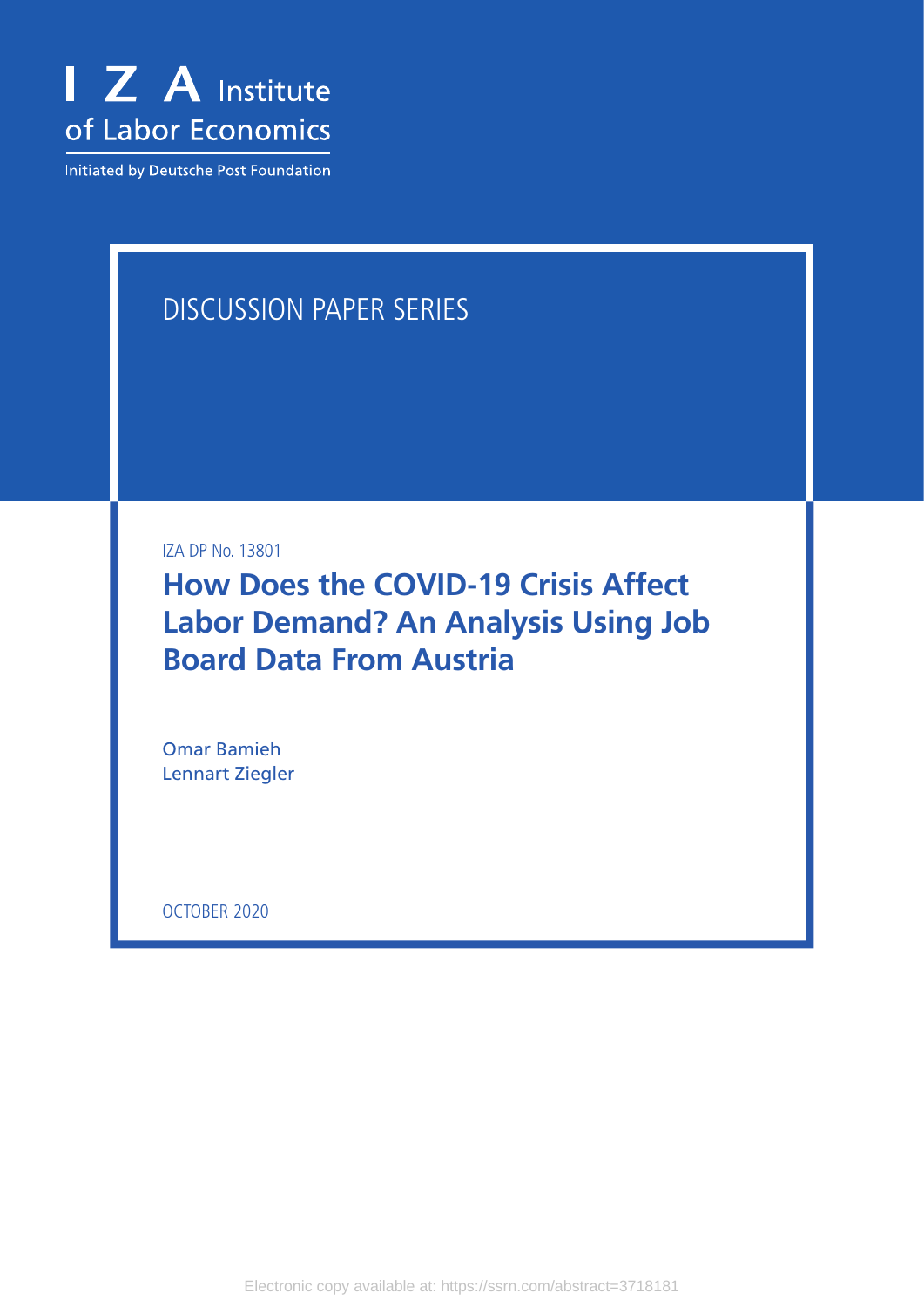I Z A Institute of Labor Economics

Initiated by Deutsche Post Foundation

DISCUSSION PAPER SERIES

IZA DP No. 13801

# How Does the COVID-19 Crisis Affect Labor Demand? An Analysis Using Job Board Data From Austria

Omar Bamieh
Lennart Ziegler

OCTOBER 2020

Electronic copy available at: https://ssrn.com/abstract=3718181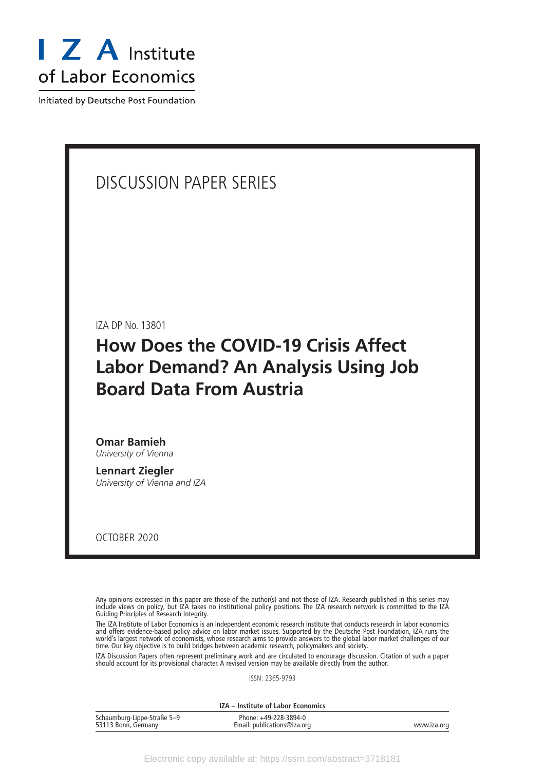I Z A Institute of Labor Economics

Initiated by Deutsche Post Foundation

DISCUSSION PAPER SERIES

IZA DP No. 13801

# How Does the COVID-19 Crisis Affect Labor Demand? An Analysis Using Job Board Data From Austria

**Omar Bamieh**
*University of Vienna*

**Lennart Ziegler**
*University of Vienna and IZA*

OCTOBER 2020

Any opinions expressed in this paper are those of the author(s) and not those of IZA. Research published in this series may include views on policy, but IZA takes no institutional policy positions. The IZA research network is committed to the IZA Guiding Principles of Research Integrity.

The IZA Institute of Labor Economics is an independent economic research institute that conducts research in labor economics and offers evidence-based policy advice on labor market issues. Supported by the Deutsche Post Foundation, IZA runs the world's largest network of economists, whose research aims to provide answers to the global labor market challenges of our time. Our key objective is to build bridges between academic research, policymakers and society.

IZA Discussion Papers often represent preliminary work and are circulated to encourage discussion. Citation of such a paper should account for its provisional character. A revised version may be available directly from the author.

ISSN: 2365-9793

**IZA – Institute of Labor Economics**

Schaumburg-Lippe-Straße 5–9
53113 Bonn, Germany

Phone: +49-228-3894-0
Email: publications@iza.org

www.iza.org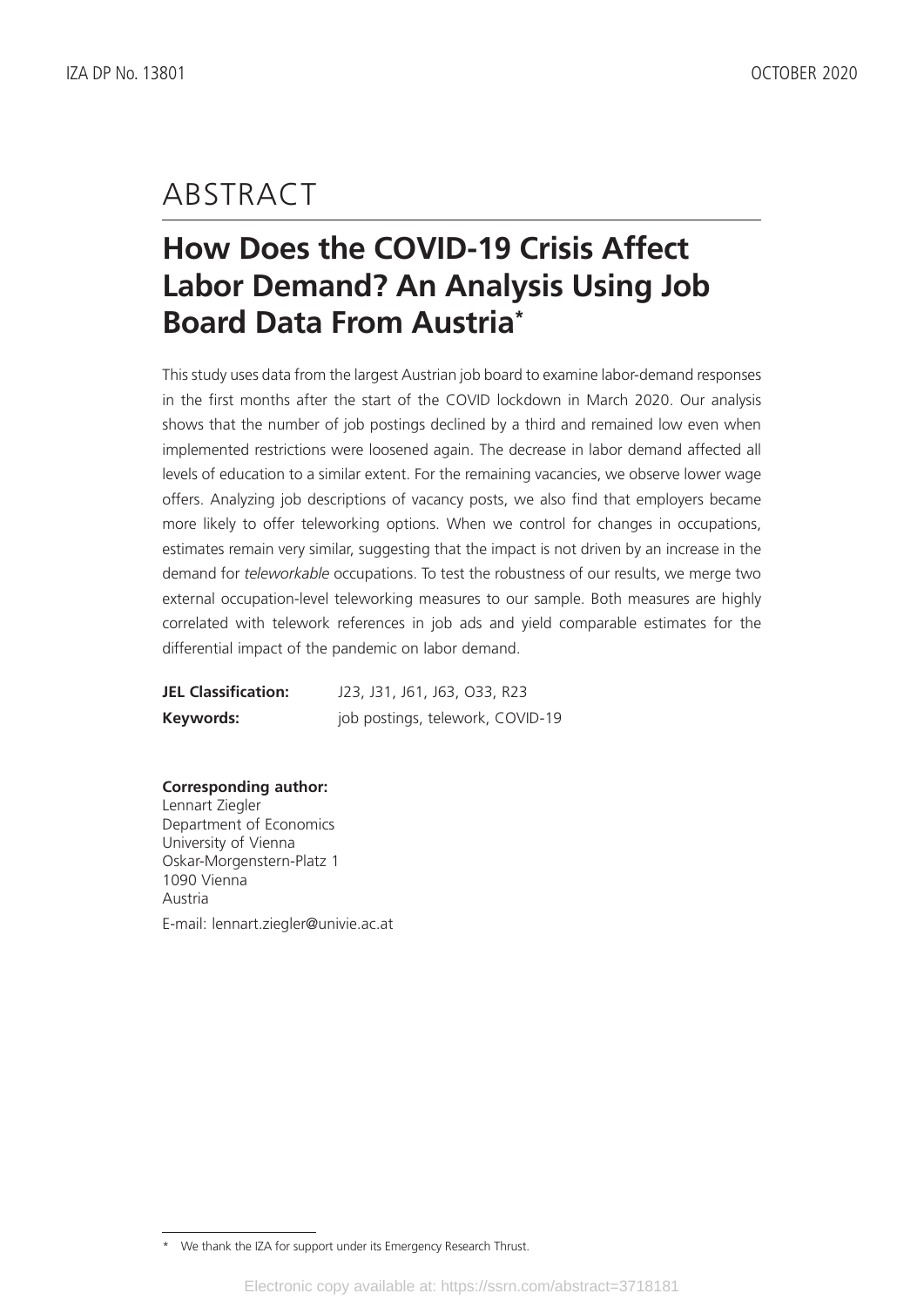# ABSTRACT

## How Does the COVID-19 Crisis Affect Labor Demand? An Analysis Using Job Board Data From Austria*

This study uses data from the largest Austrian job board to examine labor-demand responses in the first months after the start of the COVID lockdown in March 2020. Our analysis shows that the number of job postings declined by a third and remained low even when implemented restrictions were loosened again. The decrease in labor demand affected all levels of education to a similar extent. For the remaining vacancies, we observe lower wage offers. Analyzing job descriptions of vacancy posts, we also find that employers became more likely to offer teleworking options. When we control for changes in occupations, estimates remain very similar, suggesting that the impact is not driven by an increase in the demand for *teleworkable* occupations. To test the robustness of our results, we merge two external occupation-level teleworking measures to our sample. Both measures are highly correlated with telework references in job ads and yield comparable estimates for the differential impact of the pandemic on labor demand.

**JEL Classification:** J23, J31, J61, J63, O33, R23

**Keywords:** job postings, telework, COVID-19

**Corresponding author:**
Lennart Ziegler
Department of Economics
University of Vienna
Oskar-Morgenstern-Platz 1
1090 Vienna
Austria

E-mail: lennart.ziegler@univie.ac.at

\* We thank the IZA for support under its Emergency Research Thrust.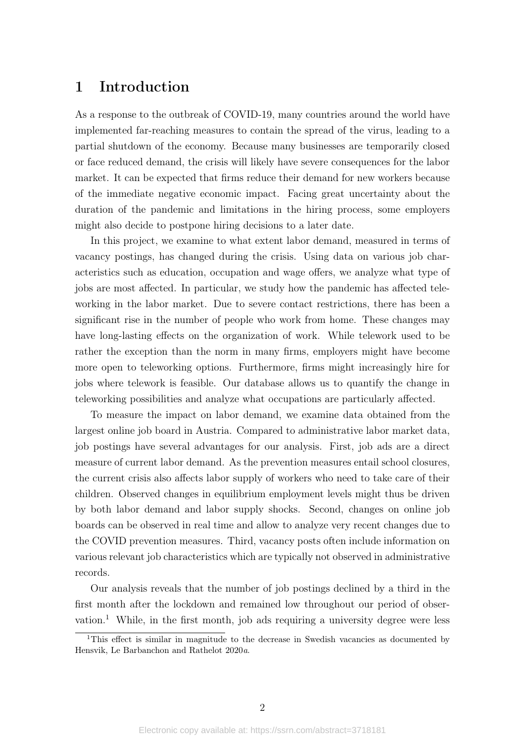# 1 Introduction

As a response to the outbreak of COVID-19, many countries around the world have implemented far-reaching measures to contain the spread of the virus, leading to a partial shutdown of the economy. Because many businesses are temporarily closed or face reduced demand, the crisis will likely have severe consequences for the labor market. It can be expected that firms reduce their demand for new workers because of the immediate negative economic impact. Facing great uncertainty about the duration of the pandemic and limitations in the hiring process, some employers might also decide to postpone hiring decisions to a later date.

In this project, we examine to what extent labor demand, measured in terms of vacancy postings, has changed during the crisis. Using data on various job characteristics such as education, occupation and wage offers, we analyze what type of jobs are most affected. In particular, we study how the pandemic has affected teleworking in the labor market. Due to severe contact restrictions, there has been a significant rise in the number of people who work from home. These changes may have long-lasting effects on the organization of work. While telework used to be rather the exception than the norm in many firms, employers might have become more open to teleworking options. Furthermore, firms might increasingly hire for jobs where telework is feasible. Our database allows us to quantify the change in teleworking possibilities and analyze what occupations are particularly affected.

To measure the impact on labor demand, we examine data obtained from the largest online job board in Austria. Compared to administrative labor market data, job postings have several advantages for our analysis. First, job ads are a direct measure of current labor demand. As the prevention measures entail school closures, the current crisis also affects labor supply of workers who need to take care of their children. Observed changes in equilibrium employment levels might thus be driven by both labor demand and labor supply shocks. Second, changes on online job boards can be observed in real time and allow to analyze very recent changes due to the COVID prevention measures. Third, vacancy posts often include information on various relevant job characteristics which are typically not observed in administrative records.

Our analysis reveals that the number of job postings declined by a third in the first month after the lockdown and remained low throughout our period of observation.[1] While, in the first month, job ads requiring a university degree were less

[1] This effect is similar in magnitude to the decrease in Swedish vacancies as documented by Hensvik, Le Barbanchon and Rathelot 2020*a*.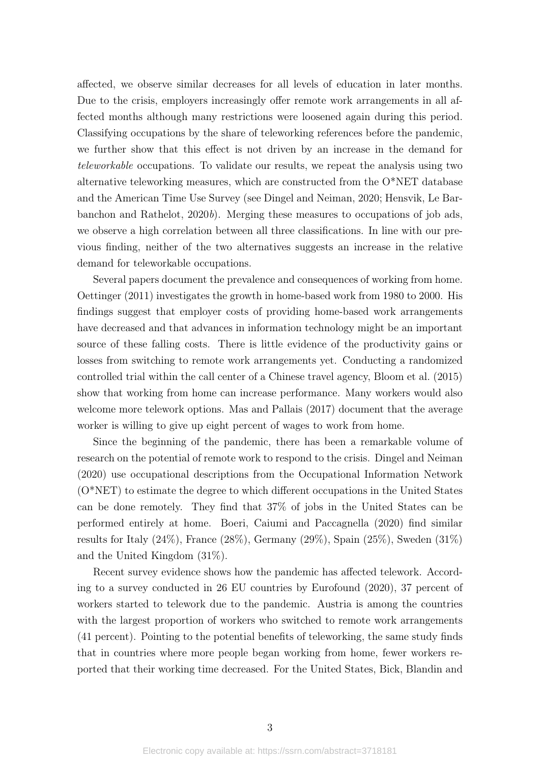affected, we observe similar decreases for all levels of education in later months. Due to the crisis, employers increasingly offer remote work arrangements in all affected months although many restrictions were loosened again during this period. Classifying occupations by the share of teleworking references before the pandemic, we further show that this effect is not driven by an increase in the demand for *teleworkable* occupations. To validate our results, we repeat the analysis using two alternative teleworking measures, which are constructed from the O*NET database and the American Time Use Survey (see Dingel and Neiman, 2020; Hensvik, Le Barbanchon and Rathelot, 2020*b*). Merging these measures to occupations of job ads, we observe a high correlation between all three classifications. In line with our previous finding, neither of the two alternatives suggests an increase in the relative demand for teleworkable occupations.

Several papers document the prevalence and consequences of working from home. Oettinger (2011) investigates the growth in home-based work from 1980 to 2000. His findings suggest that employer costs of providing home-based work arrangements have decreased and that advances in information technology might be an important source of these falling costs. There is little evidence of the productivity gains or losses from switching to remote work arrangements yet. Conducting a randomized controlled trial within the call center of a Chinese travel agency, Bloom et al. (2015) show that working from home can increase performance. Many workers would also welcome more telework options. Mas and Pallais (2017) document that the average worker is willing to give up eight percent of wages to work from home.

Since the beginning of the pandemic, there has been a remarkable volume of research on the potential of remote work to respond to the crisis. Dingel and Neiman (2020) use occupational descriptions from the Occupational Information Network (O*NET) to estimate the degree to which different occupations in the United States can be done remotely. They find that 37% of jobs in the United States can be performed entirely at home. Boeri, Caiumi and Paccagnella (2020) find similar results for Italy (24%), France (28%), Germany (29%), Spain (25%), Sweden (31%) and the United Kingdom (31%).

Recent survey evidence shows how the pandemic has affected telework. According to a survey conducted in 26 EU countries by Eurofound (2020), 37 percent of workers started to telework due to the pandemic. Austria is among the countries with the largest proportion of workers who switched to remote work arrangements (41 percent). Pointing to the potential benefits of teleworking, the same study finds that in countries where more people began working from home, fewer workers reported that their working time decreased. For the United States, Bick, Blandin and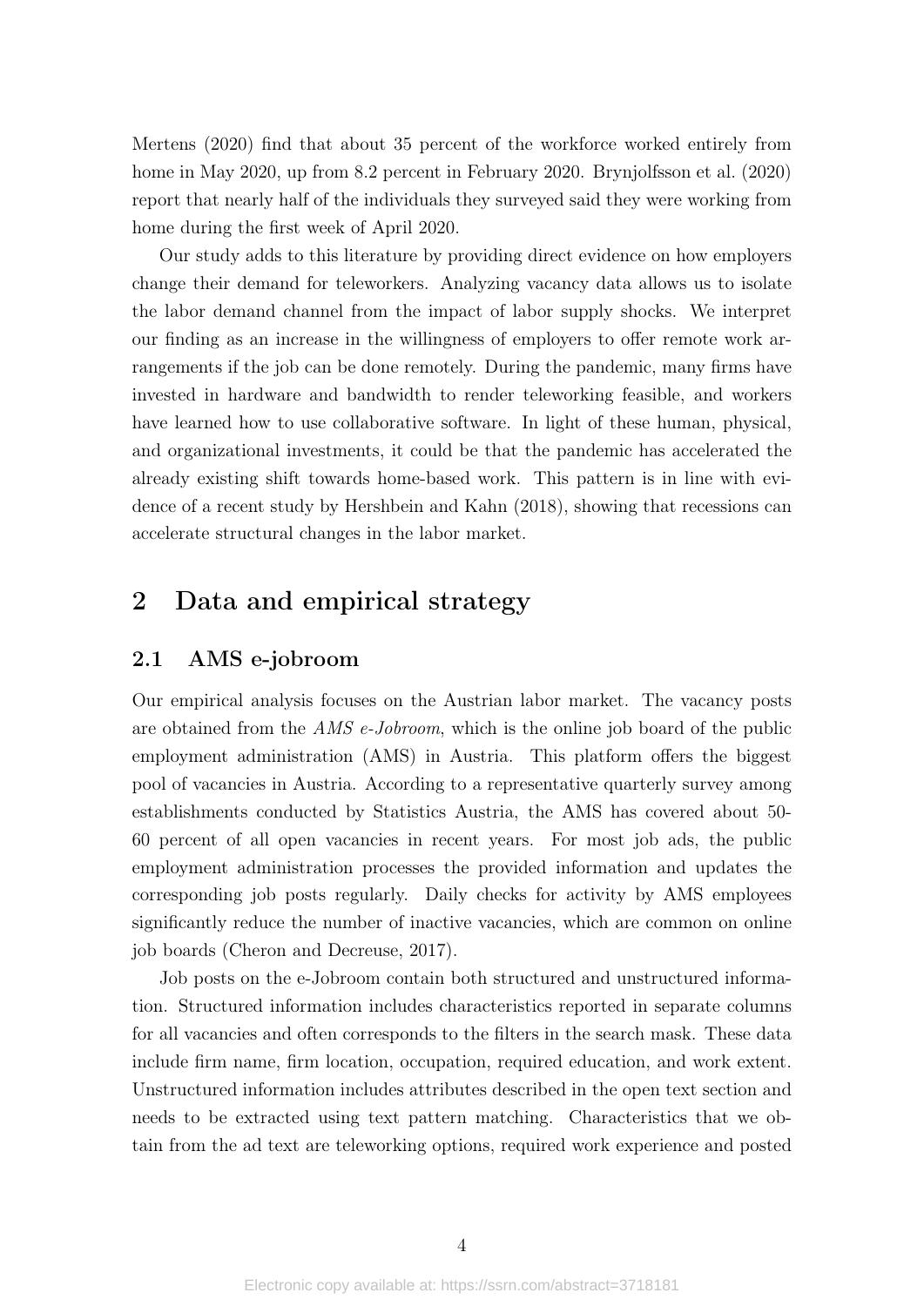Mertens (2020) find that about 35 percent of the workforce worked entirely from home in May 2020, up from 8.2 percent in February 2020. Brynjolfsson et al. (2020) report that nearly half of the individuals they surveyed said they were working from home during the first week of April 2020.

Our study adds to this literature by providing direct evidence on how employers change their demand for teleworkers. Analyzing vacancy data allows us to isolate the labor demand channel from the impact of labor supply shocks. We interpret our finding as an increase in the willingness of employers to offer remote work arrangements if the job can be done remotely. During the pandemic, many firms have invested in hardware and bandwidth to render teleworking feasible, and workers have learned how to use collaborative software. In light of these human, physical, and organizational investments, it could be that the pandemic has accelerated the already existing shift towards home-based work. This pattern is in line with evidence of a recent study by Hershbein and Kahn (2018), showing that recessions can accelerate structural changes in the labor market.

## 2 Data and empirical strategy

### 2.1 AMS e-jobroom

Our empirical analysis focuses on the Austrian labor market. The vacancy posts are obtained from the *AMS e-Jobroom*, which is the online job board of the public employment administration (AMS) in Austria. This platform offers the biggest pool of vacancies in Austria. According to a representative quarterly survey among establishments conducted by Statistics Austria, the AMS has covered about 50-60 percent of all open vacancies in recent years. For most job ads, the public employment administration processes the provided information and updates the corresponding job posts regularly. Daily checks for activity by AMS employees significantly reduce the number of inactive vacancies, which are common on online job boards (Cheron and Decreuse, 2017).

Job posts on the e-Jobroom contain both structured and unstructured information. Structured information includes characteristics reported in separate columns for all vacancies and often corresponds to the filters in the search mask. These data include firm name, firm location, occupation, required education, and work extent. Unstructured information includes attributes described in the open text section and needs to be extracted using text pattern matching. Characteristics that we obtain from the ad text are teleworking options, required work experience and posted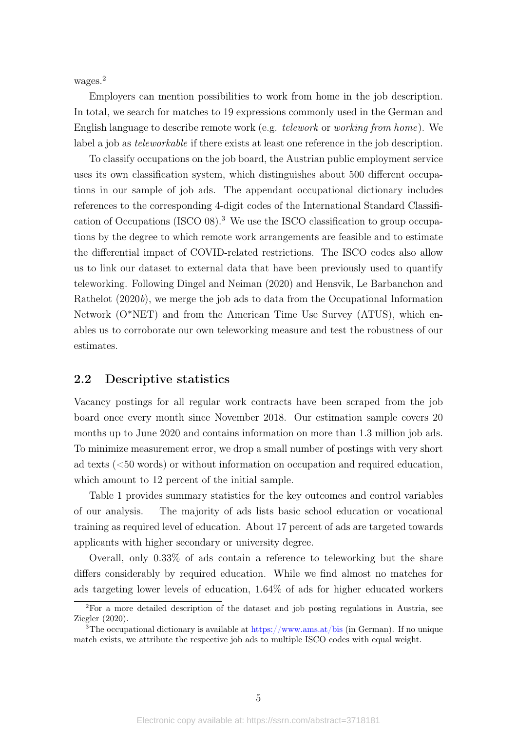wages.[2]

Employers can mention possibilities to work from home in the job description. In total, we search for matches to 19 expressions commonly used in the German and English language to describe remote work (e.g. *telework* or *working from home*). We label a job as *teleworkable* if there exists at least one reference in the job description.

To classify occupations on the job board, the Austrian public employment service uses its own classification system, which distinguishes about 500 different occupations in our sample of job ads. The appendant occupational dictionary includes references to the corresponding 4-digit codes of the International Standard Classification of Occupations (ISCO 08).[3] We use the ISCO classification to group occupations by the degree to which remote work arrangements are feasible and to estimate the differential impact of COVID-related restrictions. The ISCO codes also allow us to link our dataset to external data that have been previously used to quantify teleworking. Following Dingel and Neiman (2020) and Hensvik, Le Barbanchon and Rathelot (2020*b*), we merge the job ads to data from the Occupational Information Network (O*NET) and from the American Time Use Survey (ATUS), which enables us to corroborate our own teleworking measure and test the robustness of our estimates.

## 2.2 Descriptive statistics

Vacancy postings for all regular work contracts have been scraped from the job board once every month since November 2018. Our estimation sample covers 20 months up to June 2020 and contains information on more than 1.3 million job ads. To minimize measurement error, we drop a small number of postings with very short ad texts (<50 words) or without information on occupation and required education, which amount to 12 percent of the initial sample.

Table 1 provides summary statistics for the key outcomes and control variables of our analysis. The majority of ads lists basic school education or vocational training as required level of education. About 17 percent of ads are targeted towards applicants with higher secondary or university degree.

Overall, only 0.33% of ads contain a reference to teleworking but the share differs considerably by required education. While we find almost no matches for ads targeting lower levels of education, 1.64% of ads for higher educated workers

---

[2] For a more detailed description of the dataset and job posting regulations in Austria, see Ziegler (2020).

[3] The occupational dictionary is available at https://www.ams.at/bis (in German). If no unique match exists, we attribute the respective job ads to multiple ISCO codes with equal weight.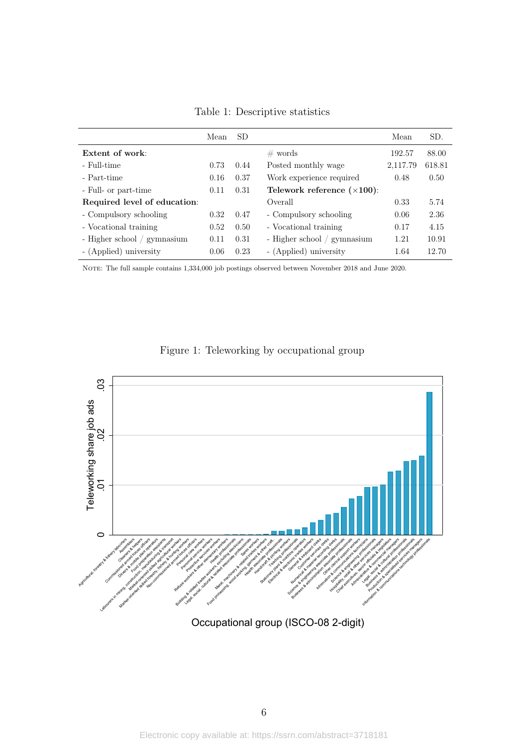Table 1: Descriptive statistics

| | Mean | SD | | Mean | SD. |
|---|---|---|---|---|---|
| **Extent of work**: | | | # words | 192.57 | 88.00 |
| - Full-time | 0.73 | 0.44 | Posted monthly wage | 2,117.79 | 618.81 |
| - Part-time | 0.16 | 0.37 | Work experience required | 0.48 | 0.50 |
| - Full- or part-time | 0.11 | 0.31 | **Telework reference** ($\times$**100**): | | |
| **Required level of education**: | | | Overall | 0.33 | 5.74 |
| - Compulsory schooling | 0.32 | 0.47 | - Compulsory schooling | 0.06 | 2.36 |
| - Vocational training | 0.52 | 0.50 | - Vocational training | 0.17 | 4.15 |
| - Higher school / gymnasium | 0.11 | 0.31 | - Higher school / gymnasium | 1.21 | 10.91 |
| - (Applied) university | 0.06 | 0.23 | - (Applied) university | 1.64 | 12.70 |

NOTE: The full sample contains 1,334,000 job postings observed between November 2018 and June 2020.

Figure 1: Teleworking by occupational group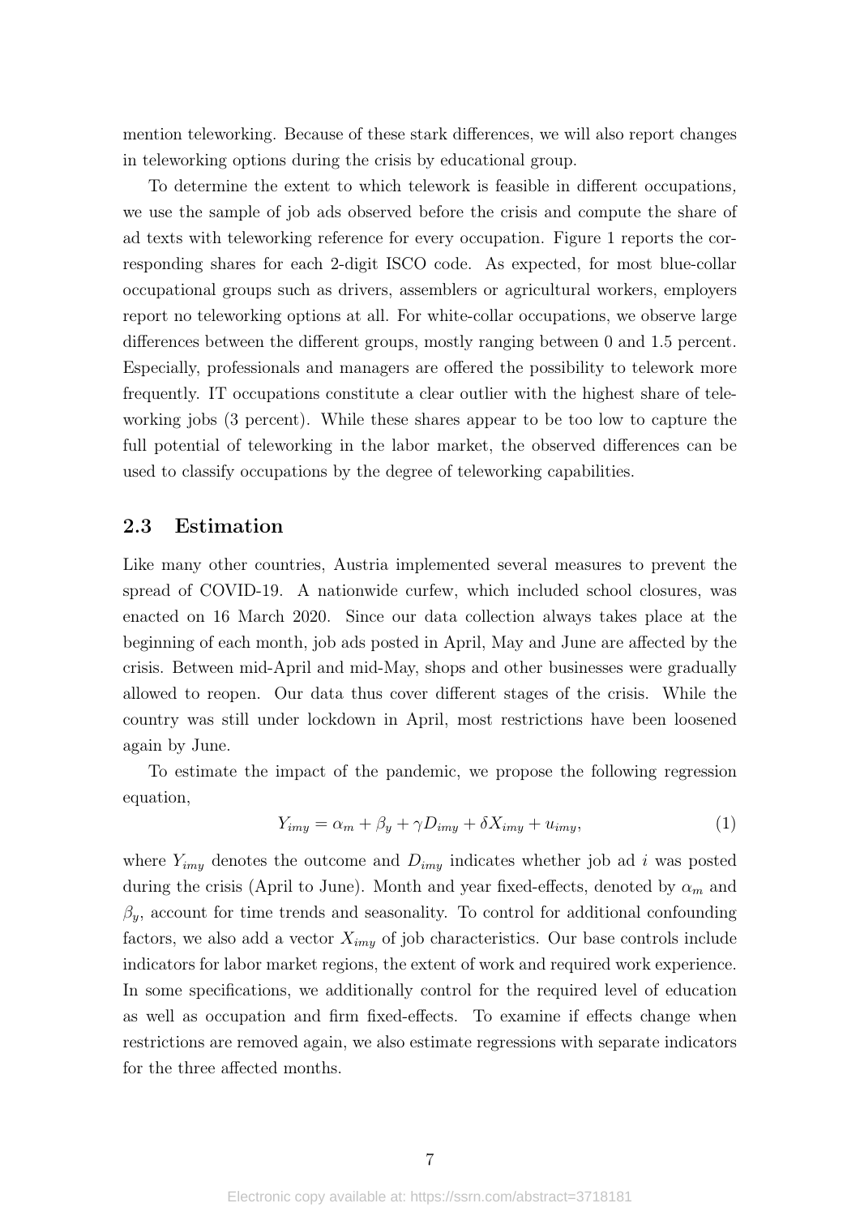mention teleworking. Because of these stark differences, we will also report changes in teleworking options during the crisis by educational group.

To determine the extent to which telework is feasible in different occupations, we use the sample of job ads observed before the crisis and compute the share of ad texts with teleworking reference for every occupation. Figure 1 reports the corresponding shares for each 2-digit ISCO code. As expected, for most blue-collar occupational groups such as drivers, assemblers or agricultural workers, employers report no teleworking options at all. For white-collar occupations, we observe large differences between the different groups, mostly ranging between 0 and 1.5 percent. Especially, professionals and managers are offered the possibility to telework more frequently. IT occupations constitute a clear outlier with the highest share of teleworking jobs (3 percent). While these shares appear to be too low to capture the full potential of teleworking in the labor market, the observed differences can be used to classify occupations by the degree of teleworking capabilities.

## 2.3 Estimation

Like many other countries, Austria implemented several measures to prevent the spread of COVID-19. A nationwide curfew, which included school closures, was enacted on 16 March 2020. Since our data collection always takes place at the beginning of each month, job ads posted in April, May and June are affected by the crisis. Between mid-April and mid-May, shops and other businesses were gradually allowed to reopen. Our data thus cover different stages of the crisis. While the country was still under lockdown in April, most restrictions have been loosened again by June.

To estimate the impact of the pandemic, we propose the following regression equation,

$$Y_{imy} = \alpha_m + \beta_y + \gamma D_{imy} + \delta X_{imy} + u_{imy}, \tag{1}$$

where $Y_{imy}$ denotes the outcome and $D_{imy}$ indicates whether job ad $i$ was posted during the crisis (April to June). Month and year fixed-effects, denoted by $\alpha_m$ and $\beta_y$, account for time trends and seasonality. To control for additional confounding factors, we also add a vector $X_{imy}$ of job characteristics. Our base controls include indicators for labor market regions, the extent of work and required work experience. In some specifications, we additionally control for the required level of education as well as occupation and firm fixed-effects. To examine if effects change when restrictions are removed again, we also estimate regressions with separate indicators for the three affected months.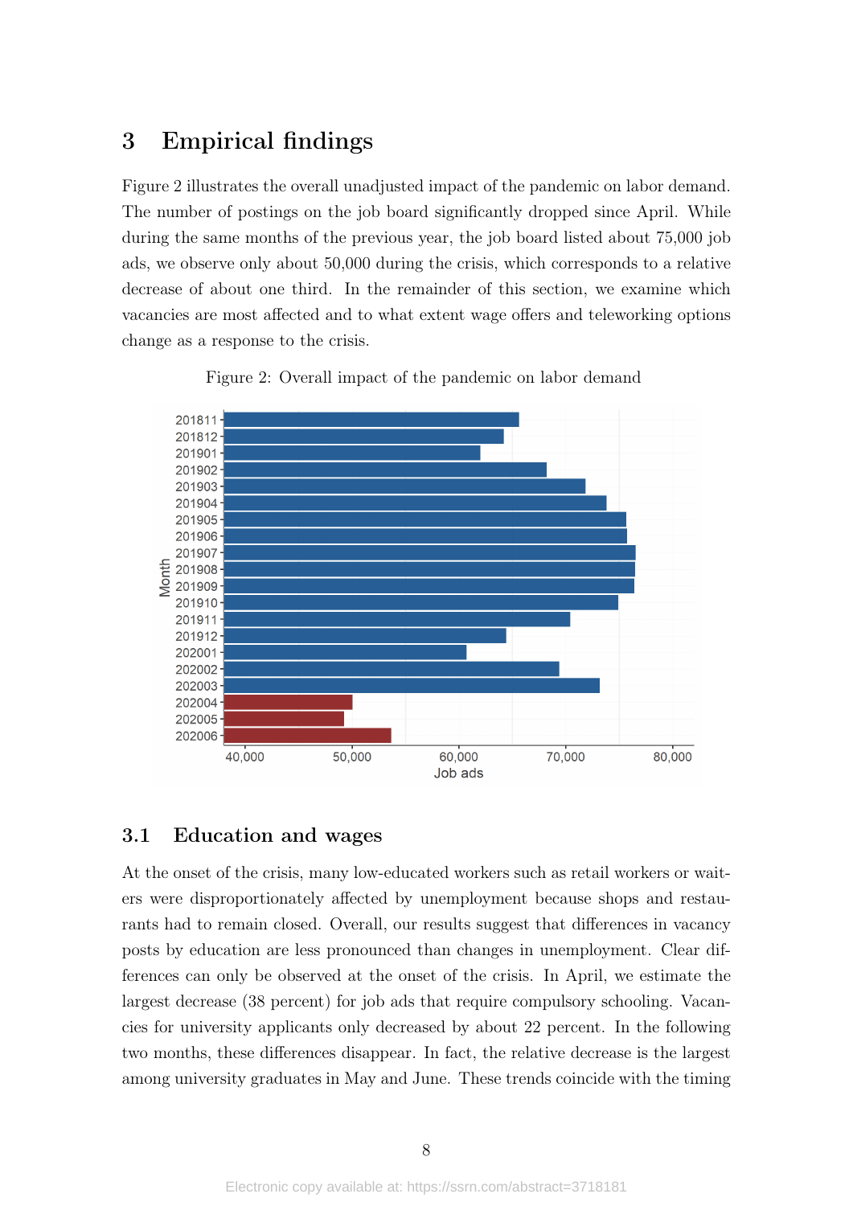# 3 Empirical findings

Figure 2 illustrates the overall unadjusted impact of the pandemic on labor demand. The number of postings on the job board significantly dropped since April. While during the same months of the previous year, the job board listed about 75,000 job ads, we observe only about 50,000 during the crisis, which corresponds to a relative decrease of about one third. In the remainder of this section, we examine which vacancies are most affected and to what extent wage offers and teleworking options change as a response to the crisis.

Figure 2: Overall impact of the pandemic on labor demand

## 3.1 Education and wages

At the onset of the crisis, many low-educated workers such as retail workers or waiters were disproportionately affected by unemployment because shops and restaurants had to remain closed. Overall, our results suggest that differences in vacancy posts by education are less pronounced than changes in unemployment. Clear differences can only be observed at the onset of the crisis. In April, we estimate the largest decrease (38 percent) for job ads that require compulsory schooling. Vacancies for university applicants only decreased by about 22 percent. In the following two months, these differences disappear. In fact, the relative decrease is the largest among university graduates in May and June. These trends coincide with the timing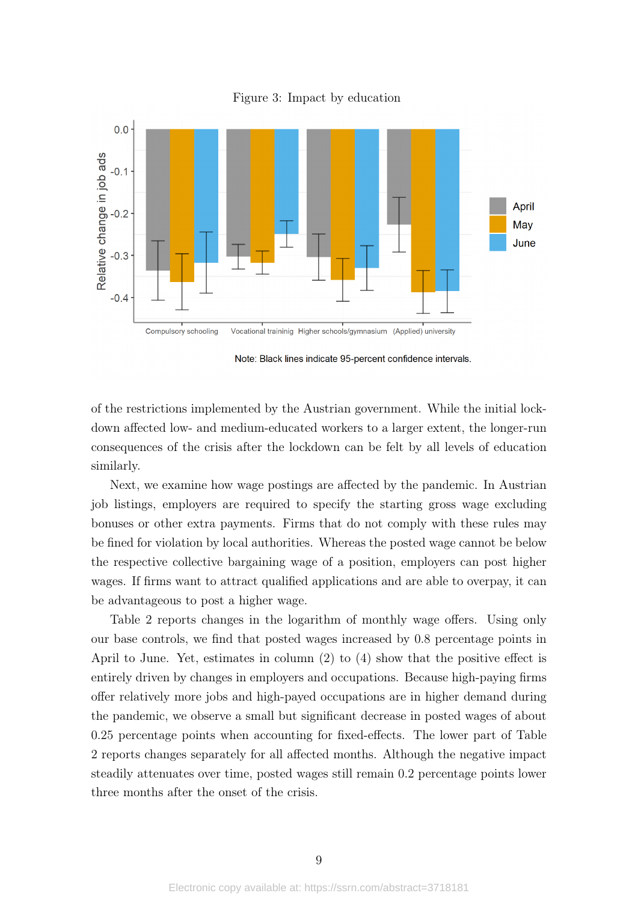Figure 3: Impact by education

Note: Black lines indicate 95-percent confidence intervals.

of the restrictions implemented by the Austrian government. While the initial lockdown affected low- and medium-educated workers to a larger extent, the longer-run consequences of the crisis after the lockdown can be felt by all levels of education similarly.

Next, we examine how wage postings are affected by the pandemic. In Austrian job listings, employers are required to specify the starting gross wage excluding bonuses or other extra payments. Firms that do not comply with these rules may be fined for violation by local authorities. Whereas the posted wage cannot be below the respective collective bargaining wage of a position, employers can post higher wages. If firms want to attract qualified applications and are able to overpay, it can be advantageous to post a higher wage.

Table 2 reports changes in the logarithm of monthly wage offers. Using only our base controls, we find that posted wages increased by 0.8 percentage points in April to June. Yet, estimates in column (2) to (4) show that the positive effect is entirely driven by changes in employers and occupations. Because high-paying firms offer relatively more jobs and high-payed occupations are in higher demand during the pandemic, we observe a small but significant decrease in posted wages of about 0.25 percentage points when accounting for fixed-effects. The lower part of Table 2 reports changes separately for all affected months. Although the negative impact steadily attenuates over time, posted wages still remain 0.2 percentage points lower three months after the onset of the crisis.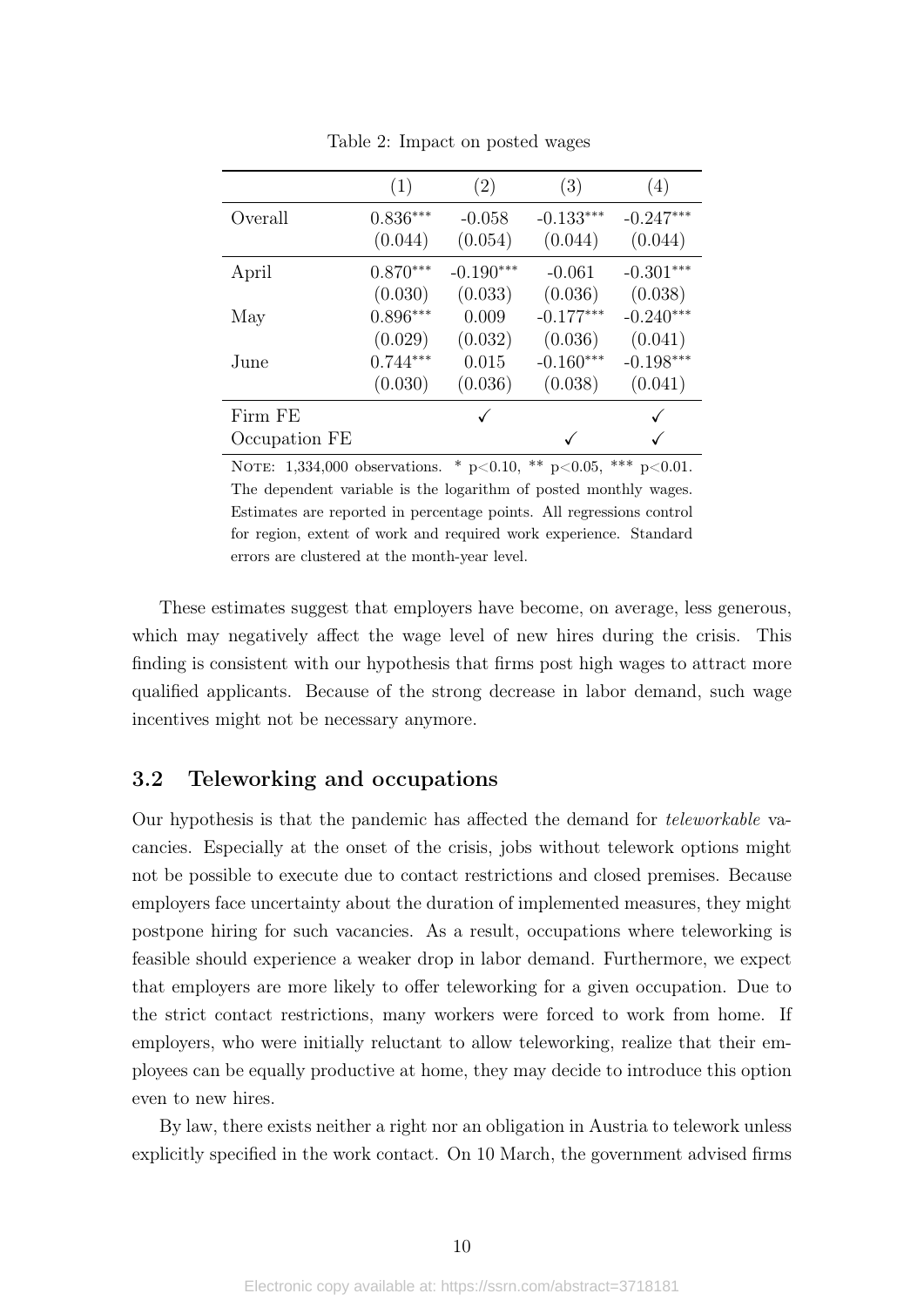Table 2: Impact on posted wages

| | (1) | (2) | (3) | (4) |
|---|---|---|---|---|
| Overall | 0.836*** | -0.058 | -0.133*** | -0.247*** |
| | (0.044) | (0.054) | (0.044) | (0.044) |
| April | 0.870*** | -0.190*** | -0.061 | -0.301*** |
| | (0.030) | (0.033) | (0.036) | (0.038) |
| May | 0.896*** | 0.009 | -0.177*** | -0.240*** |
| | (0.029) | (0.032) | (0.036) | (0.041) |
| June | 0.744*** | 0.015 | -0.160*** | -0.198*** |
| | (0.030) | (0.036) | (0.038) | (0.041) |
| Firm FE | | ✓ | | ✓ |
| Occupation FE | | | ✓ | ✓ |

NOTE: 1,334,000 observations. * p<0.10, ** p<0.05, *** p<0.01. The dependent variable is the logarithm of posted monthly wages. Estimates are reported in percentage points. All regressions control for region, extent of work and required work experience. Standard errors are clustered at the month-year level.

These estimates suggest that employers have become, on average, less generous, which may negatively affect the wage level of new hires during the crisis. This finding is consistent with our hypothesis that firms post high wages to attract more qualified applicants. Because of the strong decrease in labor demand, such wage incentives might not be necessary anymore.

### 3.2 Teleworking and occupations

Our hypothesis is that the pandemic has affected the demand for *teleworkable* vacancies. Especially at the onset of the crisis, jobs without telework options might not be possible to execute due to contact restrictions and closed premises. Because employers face uncertainty about the duration of implemented measures, they might postpone hiring for such vacancies. As a result, occupations where teleworking is feasible should experience a weaker drop in labor demand. Furthermore, we expect that employers are more likely to offer teleworking for a given occupation. Due to the strict contact restrictions, many workers were forced to work from home. If employers, who were initially reluctant to allow teleworking, realize that their employees can be equally productive at home, they may decide to introduce this option even to new hires.

By law, there exists neither a right nor an obligation in Austria to telework unless explicitly specified in the work contact. On 10 March, the government advised firms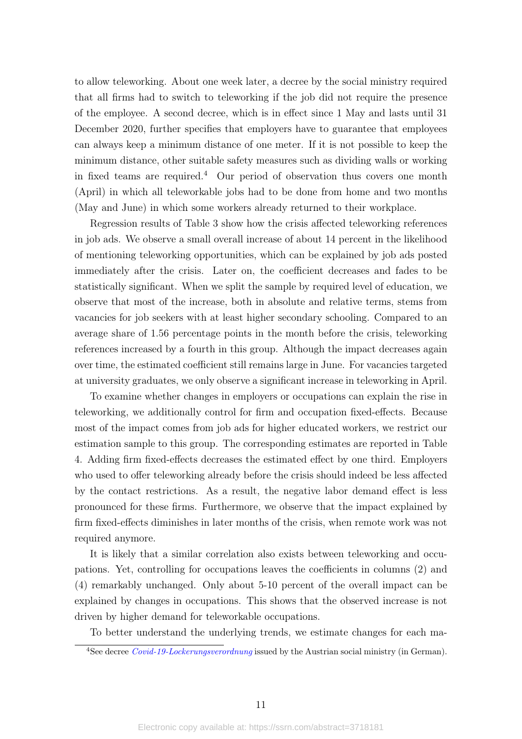to allow teleworking. About one week later, a decree by the social ministry required that all firms had to switch to teleworking if the job did not require the presence of the employee. A second decree, which is in effect since 1 May and lasts until 31 December 2020, further specifies that employers have to guarantee that employees can always keep a minimum distance of one meter. If it is not possible to keep the minimum distance, other suitable safety measures such as dividing walls or working in fixed teams are required.[4] Our period of observation thus covers one month (April) in which all teleworkable jobs had to be done from home and two months (May and June) in which some workers already returned to their workplace.

Regression results of Table 3 show how the crisis affected teleworking references in job ads. We observe a small overall increase of about 14 percent in the likelihood of mentioning teleworking opportunities, which can be explained by job ads posted immediately after the crisis. Later on, the coefficient decreases and fades to be statistically significant. When we split the sample by required level of education, we observe that most of the increase, both in absolute and relative terms, stems from vacancies for job seekers with at least higher secondary schooling. Compared to an average share of 1.56 percentage points in the month before the crisis, teleworking references increased by a fourth in this group. Although the impact decreases again over time, the estimated coefficient still remains large in June. For vacancies targeted at university graduates, we only observe a significant increase in teleworking in April.

To examine whether changes in employers or occupations can explain the rise in teleworking, we additionally control for firm and occupation fixed-effects. Because most of the impact comes from job ads for higher educated workers, we restrict our estimation sample to this group. The corresponding estimates are reported in Table 4. Adding firm fixed-effects decreases the estimated effect by one third. Employers who used to offer teleworking already before the crisis should indeed be less affected by the contact restrictions. As a result, the negative labor demand effect is less pronounced for these firms. Furthermore, we observe that the impact explained by firm fixed-effects diminishes in later months of the crisis, when remote work was not required anymore.

It is likely that a similar correlation also exists between teleworking and occupations. Yet, controlling for occupations leaves the coefficients in columns (2) and (4) remarkably unchanged. Only about 5-10 percent of the overall impact can be explained by changes in occupations. This shows that the observed increase is not driven by higher demand for teleworkable occupations.

To better understand the underlying trends, we estimate changes for each ma-

[4] See decree *Covid-19-Lockerungsverordnung* issued by the Austrian social ministry (in German).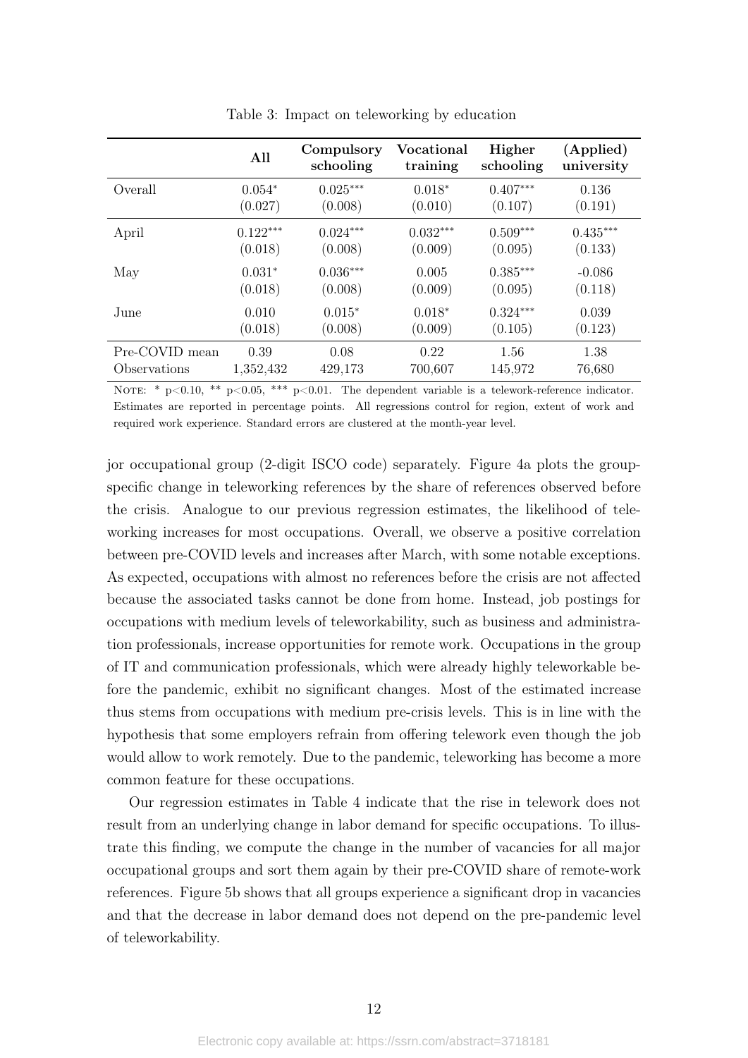Table 3: Impact on teleworking by education

| | **All** | **Compulsory schooling** | **Vocational training** | **Higher schooling** | **(Applied) university** |
|---|---|---|---|---|---|
| Overall | 0.054* | 0.025*** | 0.018* | 0.407*** | 0.136 |
| | (0.027) | (0.008) | (0.010) | (0.107) | (0.191) |
| April | 0.122*** | 0.024*** | 0.032*** | 0.509*** | 0.435*** |
| | (0.018) | (0.008) | (0.009) | (0.095) | (0.133) |
| May | 0.031* | 0.036*** | 0.005 | 0.385*** | -0.086 |
| | (0.018) | (0.008) | (0.009) | (0.095) | (0.118) |
| June | 0.010 | 0.015* | 0.018* | 0.324*** | 0.039 |
| | (0.018) | (0.008) | (0.009) | (0.105) | (0.123) |
| Pre-COVID mean | 0.39 | 0.08 | 0.22 | 1.56 | 1.38 |
| Observations | 1,352,432 | 429,173 | 700,607 | 145,972 | 76,680 |

NOTE: * p<0.10, ** p<0.05, *** p<0.01. The dependent variable is a telework-reference indicator. Estimates are reported in percentage points. All regressions control for region, extent of work and required work experience. Standard errors are clustered at the month-year level.

jor occupational group (2-digit ISCO code) separately. Figure 4a plots the group-specific change in teleworking references by the share of references observed before the crisis. Analogue to our previous regression estimates, the likelihood of teleworking increases for most occupations. Overall, we observe a positive correlation between pre-COVID levels and increases after March, with some notable exceptions. As expected, occupations with almost no references before the crisis are not affected because the associated tasks cannot be done from home. Instead, job postings for occupations with medium levels of teleworkability, such as business and administration professionals, increase opportunities for remote work. Occupations in the group of IT and communication professionals, which were already highly teleworkable before the pandemic, exhibit no significant changes. Most of the estimated increase thus stems from occupations with medium pre-crisis levels. This is in line with the hypothesis that some employers refrain from offering telework even though the job would allow to work remotely. Due to the pandemic, teleworking has become a more common feature for these occupations.

Our regression estimates in Table 4 indicate that the rise in telework does not result from an underlying change in labor demand for specific occupations. To illustrate this finding, we compute the change in the number of vacancies for all major occupational groups and sort them again by their pre-COVID share of remote-work references. Figure 5b shows that all groups experience a significant drop in vacancies and that the decrease in labor demand does not depend on the pre-pandemic level of teleworkability.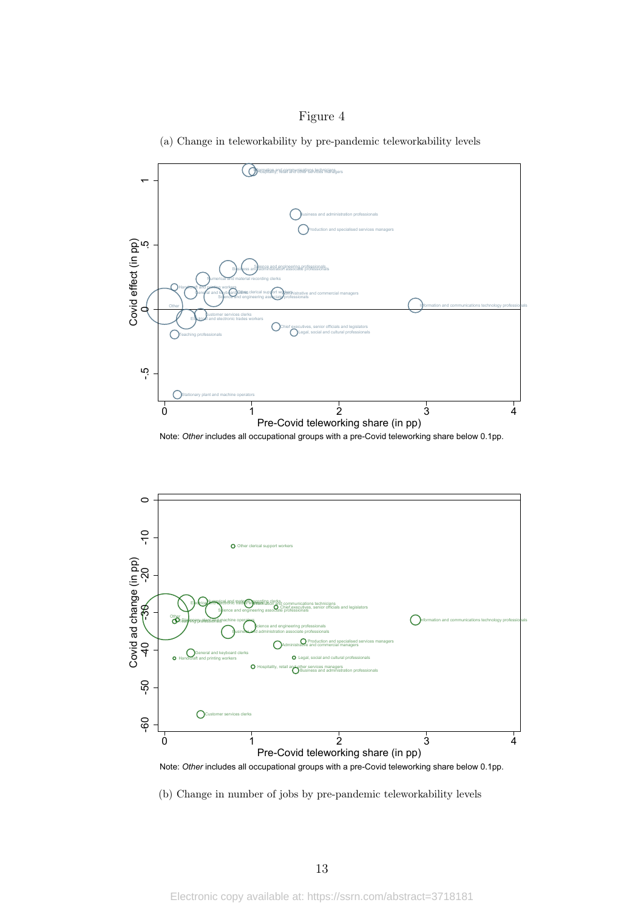Figure 4

(a) Change in teleworkability by pre-pandemic teleworkability levels

Note: *Other* includes all occupational groups with a pre-Covid teleworking share below 0.1pp.

Note: *Other* includes all occupational groups with a pre-Covid teleworking share below 0.1pp.

(b) Change in number of jobs by pre-pandemic teleworkability levels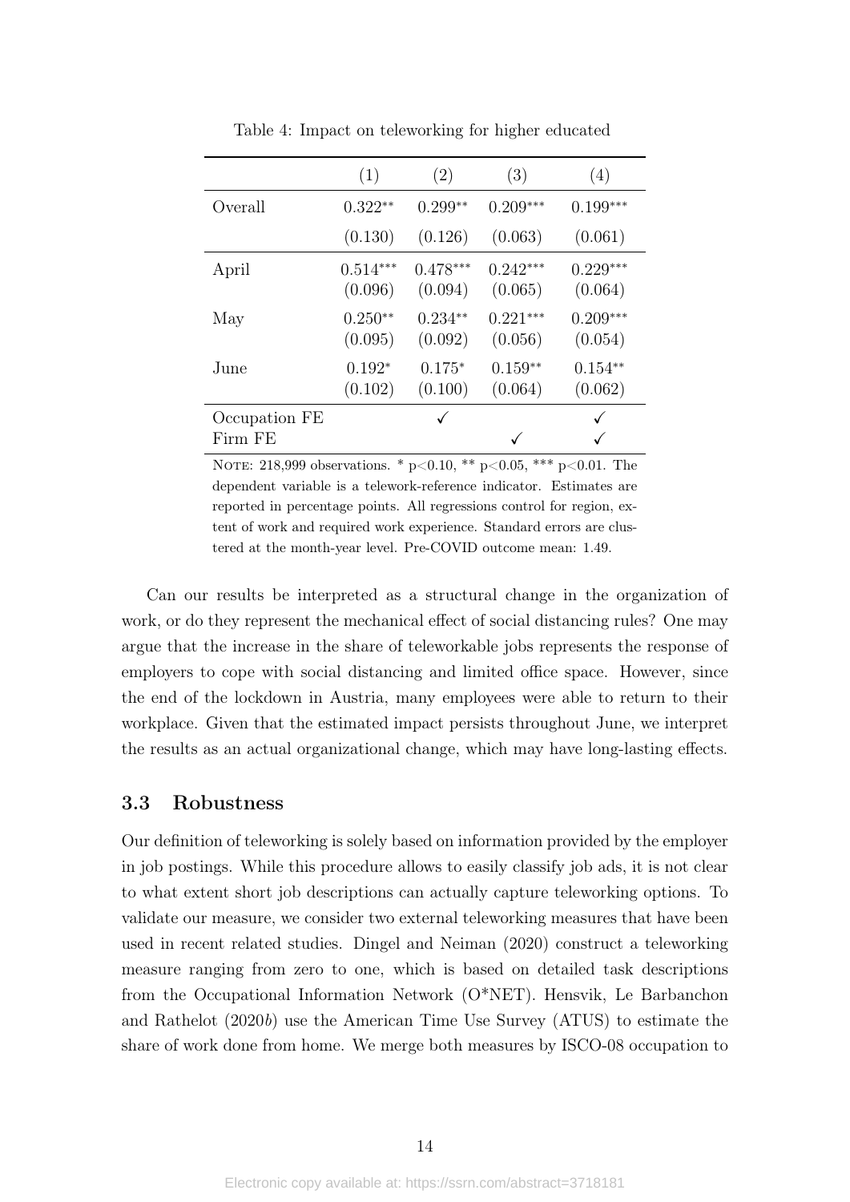Table 4: Impact on teleworking for higher educated

| | (1) | (2) | (3) | (4) |
|---|---|---|---|---|
| Overall | 0.322** | 0.299** | 0.209*** | 0.199*** |
| | (0.130) | (0.126) | (0.063) | (0.061) |
| April | 0.514*** | 0.478*** | 0.242*** | 0.229*** |
| | (0.096) | (0.094) | (0.065) | (0.064) |
| May | 0.250** | 0.234** | 0.221*** | 0.209*** |
| | (0.095) | (0.092) | (0.056) | (0.054) |
| June | 0.192* | 0.175* | 0.159** | 0.154** |
| | (0.102) | (0.100) | (0.064) | (0.062) |
| Occupation FE | | ✓ | | ✓ |
| Firm FE | | | ✓ | ✓ |

NOTE: 218,999 observations. * p<0.10, ** p<0.05, *** p<0.01. The dependent variable is a telework-reference indicator. Estimates are reported in percentage points. All regressions control for region, extent of work and required work experience. Standard errors are clustered at the month-year level. Pre-COVID outcome mean: 1.49.

Can our results be interpreted as a structural change in the organization of work, or do they represent the mechanical effect of social distancing rules? One may argue that the increase in the share of teleworkable jobs represents the response of employers to cope with social distancing and limited office space. However, since the end of the lockdown in Austria, many employees were able to return to their workplace. Given that the estimated impact persists throughout June, we interpret the results as an actual organizational change, which may have long-lasting effects.

### 3.3 Robustness

Our definition of teleworking is solely based on information provided by the employer in job postings. While this procedure allows to easily classify job ads, it is not clear to what extent short job descriptions can actually capture teleworking options. To validate our measure, we consider two external teleworking measures that have been used in recent related studies. Dingel and Neiman (2020) construct a teleworking measure ranging from zero to one, which is based on detailed task descriptions from the Occupational Information Network (O*NET). Hensvik, Le Barbanchon and Rathelot (2020*b*) use the American Time Use Survey (ATUS) to estimate the share of work done from home. We merge both measures by ISCO-08 occupation to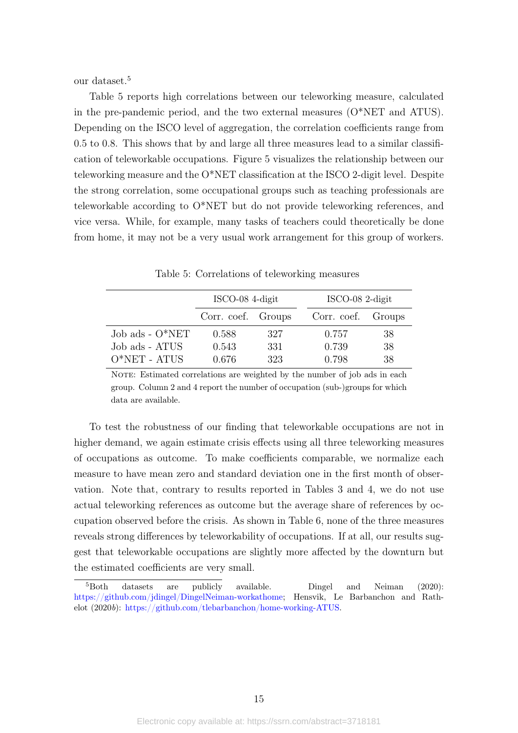our dataset.[5]

Table 5 reports high correlations between our teleworking measure, calculated in the pre-pandemic period, and the two external measures (O*NET and ATUS). Depending on the ISCO level of aggregation, the correlation coefficients range from 0.5 to 0.8. This shows that by and large all three measures lead to a similar classification of teleworkable occupations. Figure 5 visualizes the relationship between our teleworking measure and the O*NET classification at the ISCO 2-digit level. Despite the strong correlation, some occupational groups such as teaching professionals are teleworkable according to O*NET but do not provide teleworking references, and vice versa. While, for example, many tasks of teachers could theoretically be done from home, it may not be a very usual work arrangement for this group of workers.

Table 5: Correlations of teleworking measures

| | ISCO-08 4-digit | | ISCO-08 2-digit | |
|---|---|---|---|---|
| | Corr. coef. | Groups | Corr. coef. | Groups |
| Job ads - O*NET | 0.588 | 327 | 0.757 | 38 |
| Job ads - ATUS | 0.543 | 331 | 0.739 | 38 |
| O*NET - ATUS | 0.676 | 323 | 0.798 | 38 |

NOTE: Estimated correlations are weighted by the number of job ads in each group. Column 2 and 4 report the number of occupation (sub-)groups for which data are available.

To test the robustness of our finding that teleworkable occupations are not in higher demand, we again estimate crisis effects using all three teleworking measures of occupations as outcome. To make coefficients comparable, we normalize each measure to have mean zero and standard deviation one in the first month of observation. Note that, contrary to results reported in Tables 3 and 4, we do not use actual teleworking references as outcome but the average share of references by occupation observed before the crisis. As shown in Table 6, none of the three measures reveals strong differences by teleworkability of occupations. If at all, our results suggest that teleworkable occupations are slightly more affected by the downturn but the estimated coefficients are very small.

[5] Both datasets are publicly available. Dingel and Neiman (2020): https://github.com/jdingel/DingelNeiman-workathome; Hensvik, Le Barbanchon and Rathelot (2020*b*): https://github.com/tlebarbanchon/home-working-ATUS.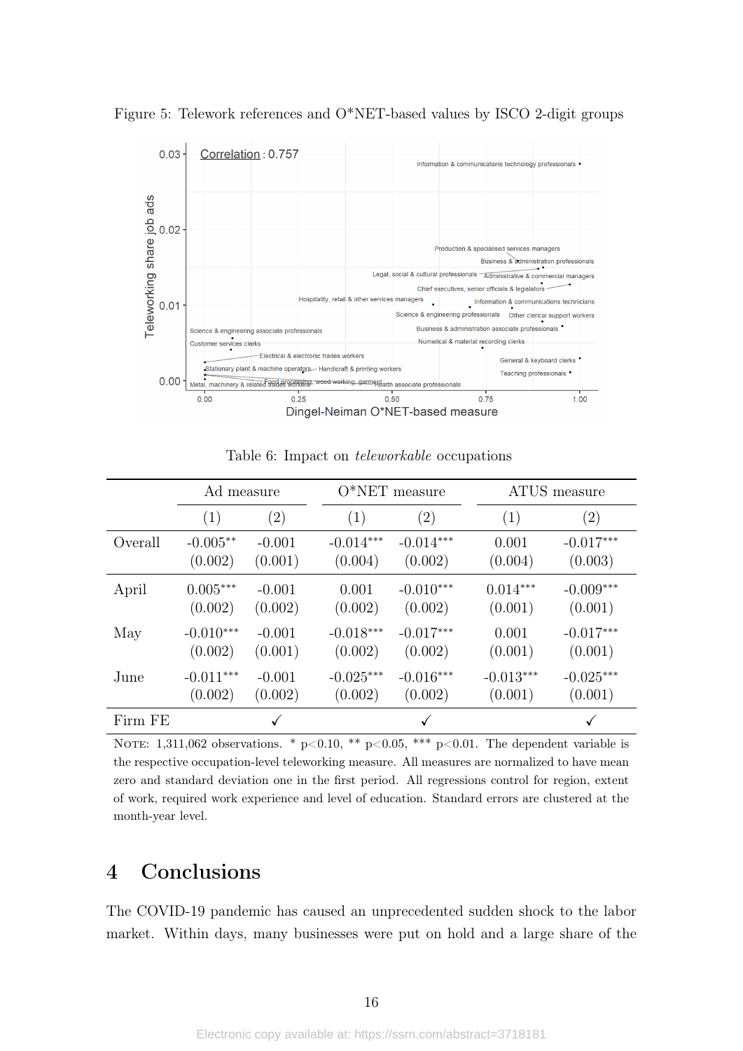Figure 5: Telework references and O*NET-based values by ISCO 2-digit groups

Table 6: Impact on *teleworkable* occupations

| | Ad measure | | O*NET measure | | ATUS measure | |
|---|---|---|---|---|---|---|
| | (1) | (2) | (1) | (2) | (1) | (2) |
| Overall | -0.005** | -0.001 | -0.014*** | -0.014*** | 0.001 | -0.017*** |
| | (0.002) | (0.001) | (0.004) | (0.002) | (0.004) | (0.003) |
| April | 0.005*** | -0.001 | 0.001 | -0.010*** | 0.014*** | -0.009*** |
| | (0.002) | (0.002) | (0.002) | (0.002) | (0.001) | (0.001) |
| May | -0.010*** | -0.001 | -0.018*** | -0.017*** | 0.001 | -0.017*** |
| | (0.002) | (0.001) | (0.002) | (0.002) | (0.001) | (0.001) |
| June | -0.011*** | -0.001 | -0.025*** | -0.016*** | -0.013*** | -0.025*** |
| | (0.002) | (0.002) | (0.002) | (0.002) | (0.001) | (0.001) |
| Firm FE | | ✓ | | ✓ | | ✓ |

NOTE: 1,311,062 observations. * $p<0.10$, ** $p<0.05$, *** $p<0.01$. The dependent variable is the respective occupation-level teleworking measure. All measures are normalized to have mean zero and standard deviation one in the first period. All regressions control for region, extent of work, required work experience and level of education. Standard errors are clustered at the month-year level.

# 4 Conclusions

The COVID-19 pandemic has caused an unprecedented sudden shock to the labor market. Within days, many businesses were put on hold and a large share of the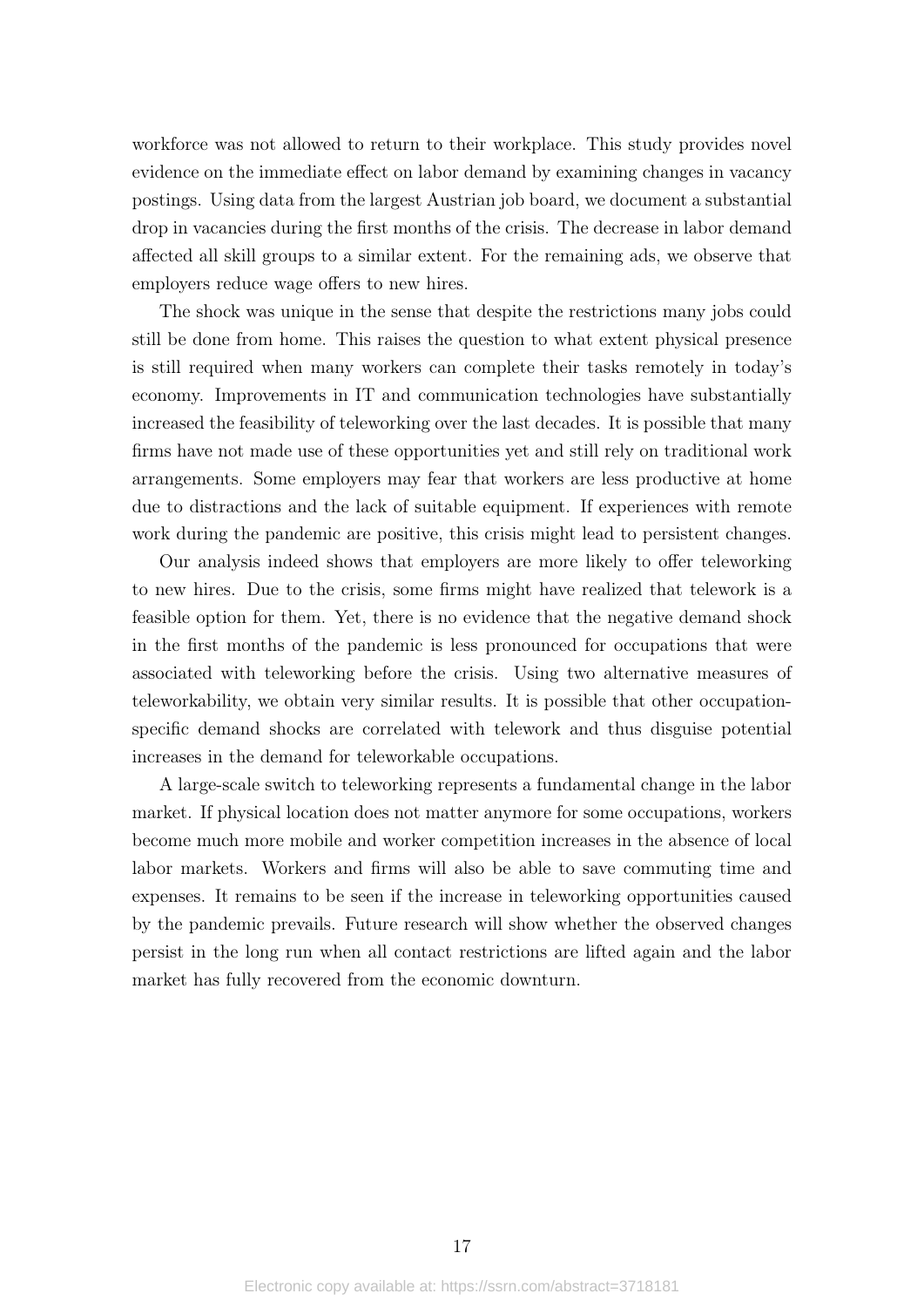workforce was not allowed to return to their workplace. This study provides novel evidence on the immediate effect on labor demand by examining changes in vacancy postings. Using data from the largest Austrian job board, we document a substantial drop in vacancies during the first months of the crisis. The decrease in labor demand affected all skill groups to a similar extent. For the remaining ads, we observe that employers reduce wage offers to new hires.

The shock was unique in the sense that despite the restrictions many jobs could still be done from home. This raises the question to what extent physical presence is still required when many workers can complete their tasks remotely in today's economy. Improvements in IT and communication technologies have substantially increased the feasibility of teleworking over the last decades. It is possible that many firms have not made use of these opportunities yet and still rely on traditional work arrangements. Some employers may fear that workers are less productive at home due to distractions and the lack of suitable equipment. If experiences with remote work during the pandemic are positive, this crisis might lead to persistent changes.

Our analysis indeed shows that employers are more likely to offer teleworking to new hires. Due to the crisis, some firms might have realized that telework is a feasible option for them. Yet, there is no evidence that the negative demand shock in the first months of the pandemic is less pronounced for occupations that were associated with teleworking before the crisis. Using two alternative measures of teleworkability, we obtain very similar results. It is possible that other occupation-specific demand shocks are correlated with telework and thus disguise potential increases in the demand for teleworkable occupations.

A large-scale switch to teleworking represents a fundamental change in the labor market. If physical location does not matter anymore for some occupations, workers become much more mobile and worker competition increases in the absence of local labor markets. Workers and firms will also be able to save commuting time and expenses. It remains to be seen if the increase in teleworking opportunities caused by the pandemic prevails. Future research will show whether the observed changes persist in the long run when all contact restrictions are lifted again and the labor market has fully recovered from the economic downturn.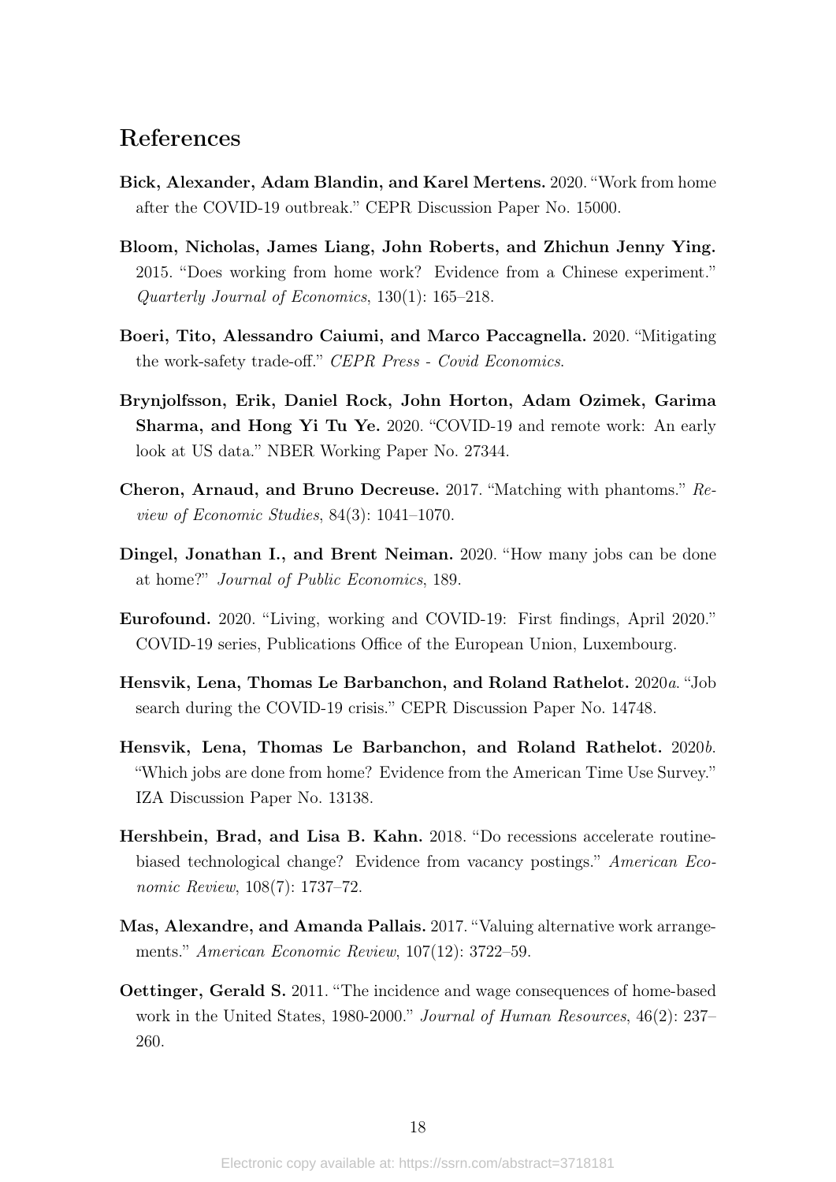## References

**Bick, Alexander, Adam Blandin, and Karel Mertens.** 2020. "Work from home after the COVID-19 outbreak." CEPR Discussion Paper No. 15000.

**Bloom, Nicholas, James Liang, John Roberts, and Zhichun Jenny Ying.** 2015. "Does working from home work? Evidence from a Chinese experiment." *Quarterly Journal of Economics*, 130(1): 165–218.

**Boeri, Tito, Alessandro Caiumi, and Marco Paccagnella.** 2020. "Mitigating the work-safety trade-off." *CEPR Press - Covid Economics*.

**Brynjolfsson, Erik, Daniel Rock, John Horton, Adam Ozimek, Garima Sharma, and Hong Yi Tu Ye.** 2020. "COVID-19 and remote work: An early look at US data." NBER Working Paper No. 27344.

**Cheron, Arnaud, and Bruno Decreuse.** 2017. "Matching with phantoms." *Review of Economic Studies*, 84(3): 1041–1070.

**Dingel, Jonathan I., and Brent Neiman.** 2020. "How many jobs can be done at home?" *Journal of Public Economics*, 189.

**Eurofound.** 2020. "Living, working and COVID-19: First findings, April 2020." COVID-19 series, Publications Office of the European Union, Luxembourg.

**Hensvik, Lena, Thomas Le Barbanchon, and Roland Rathelot.** 2020*a*. "Job search during the COVID-19 crisis." CEPR Discussion Paper No. 14748.

**Hensvik, Lena, Thomas Le Barbanchon, and Roland Rathelot.** 2020*b*. "Which jobs are done from home? Evidence from the American Time Use Survey." IZA Discussion Paper No. 13138.

**Hershbein, Brad, and Lisa B. Kahn.** 2018. "Do recessions accelerate routine-biased technological change? Evidence from vacancy postings." *American Economic Review*, 108(7): 1737–72.

**Mas, Alexandre, and Amanda Pallais.** 2017. "Valuing alternative work arrangements." *American Economic Review*, 107(12): 3722–59.

**Oettinger, Gerald S.** 2011. "The incidence and wage consequences of home-based work in the United States, 1980-2000." *Journal of Human Resources*, 46(2): 237–260.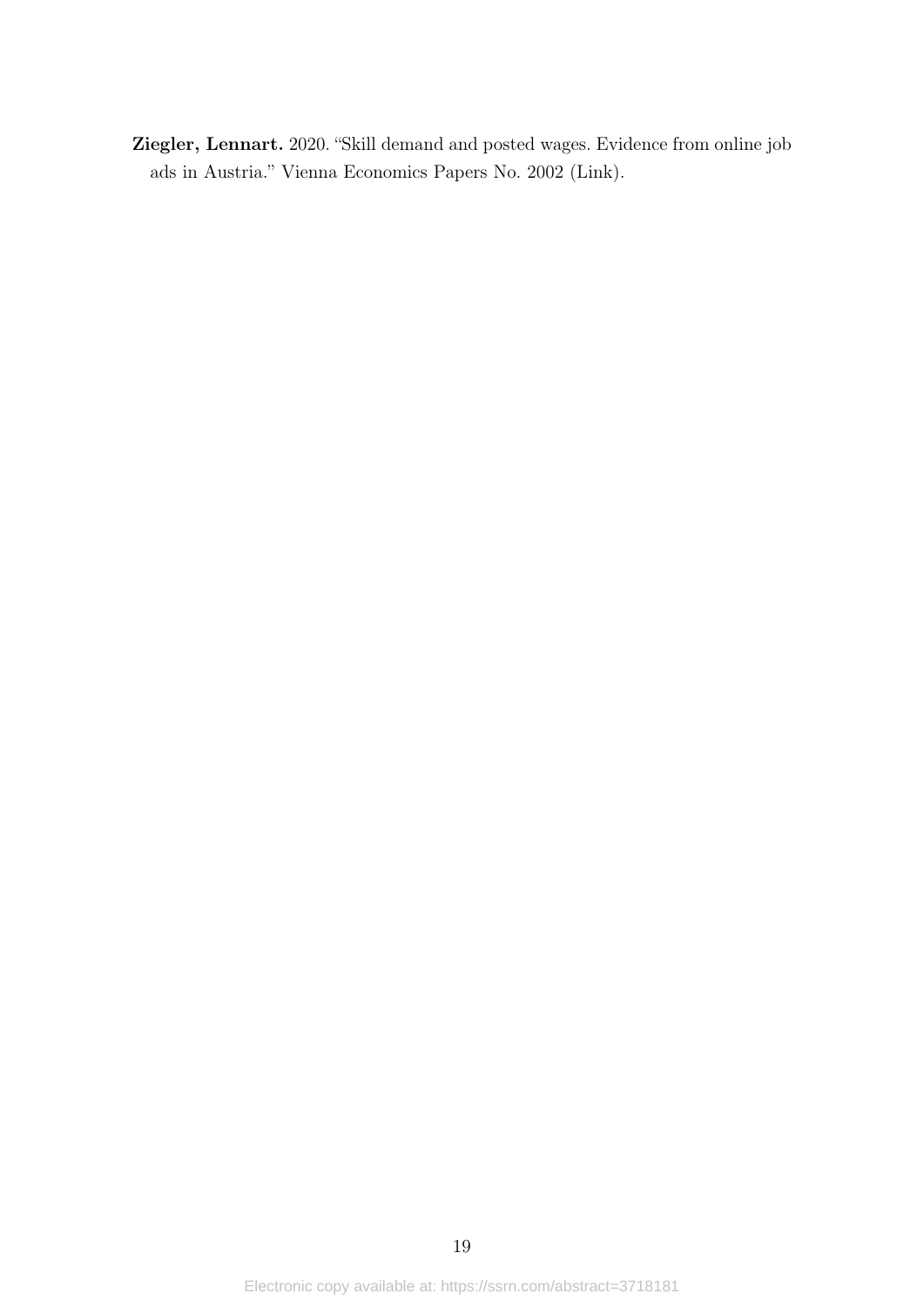**Ziegler, Lennart.** 2020. "Skill demand and posted wages. Evidence from online job ads in Austria." Vienna Economics Papers No. 2002 (Link).